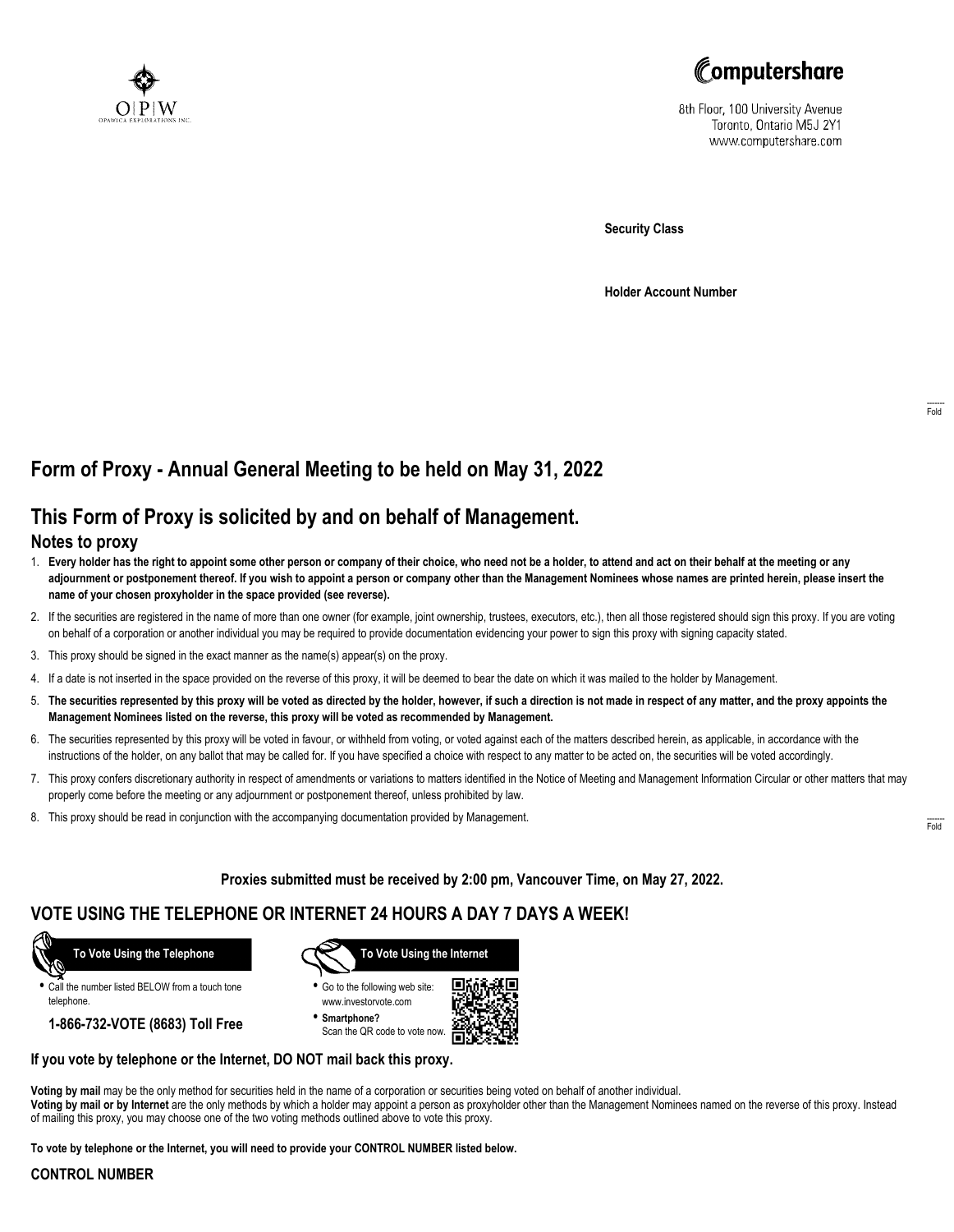O|P|W
OPAWICA EXPLORATIONS INC.

Computershare

8th Floor, 100 University Avenue
Toronto, Ontario M5J 2Y1
www.computershare.com

**Security Class**

**Holder Account Number**

# Form of Proxy - Annual General Meeting to be held on May 31, 2022

# This Form of Proxy is solicited by and on behalf of Management.

## Notes to proxy

1. **Every holder has the right to appoint some other person or company of their choice, who need not be a holder, to attend and act on their behalf at the meeting or any adjournment or postponement thereof. If you wish to appoint a person or company other than the Management Nominees whose names are printed herein, please insert the name of your chosen proxyholder in the space provided (see reverse).**
2. If the securities are registered in the name of more than one owner (for example, joint ownership, trustees, executors, etc.), then all those registered should sign this proxy. If you are voting on behalf of a corporation or another individual you may be required to provide documentation evidencing your power to sign this proxy with signing capacity stated.
3. This proxy should be signed in the exact manner as the name(s) appear(s) on the proxy.
4. If a date is not inserted in the space provided on the reverse of this proxy, it will be deemed to bear the date on which it was mailed to the holder by Management.
5. **The securities represented by this proxy will be voted as directed by the holder, however, if such a direction is not made in respect of any matter, and the proxy appoints the Management Nominees listed on the reverse, this proxy will be voted as recommended by Management.**
6. The securities represented by this proxy will be voted in favour, or withheld from voting, or voted against each of the matters described herein, as applicable, in accordance with the instructions of the holder, on any ballot that may be called for. If you have specified a choice with respect to any matter to be acted on, the securities will be voted accordingly.
7. This proxy confers discretionary authority in respect of amendments or variations to matters identified in the Notice of Meeting and Management Information Circular or other matters that may properly come before the meeting or any adjournment or postponement thereof, unless prohibited by law.
8. This proxy should be read in conjunction with the accompanying documentation provided by Management.

**Proxies submitted must be received by 2:00 pm, Vancouver Time, on May 27, 2022.**

## VOTE USING THE TELEPHONE OR INTERNET 24 HOURS A DAY 7 DAYS A WEEK!

**To Vote Using the Telephone**

- Call the number listed BELOW from a touch tone telephone.

**1-866-732-VOTE (8683) Toll Free**

**To Vote Using the Internet**

- Go to the following web site: www.investorvote.com
- **Smartphone?** Scan the QR code to vote now.

**If you vote by telephone or the Internet, DO NOT mail back this proxy.**

**Voting by mail** may be the only method for securities held in the name of a corporation or securities being voted on behalf of another individual.
**Voting by mail or by Internet** are the only methods by which a holder may appoint a person as proxyholder other than the Management Nominees named on the reverse of this proxy. Instead of mailing this proxy, you may choose one of the two voting methods outlined above to vote this proxy.

**To vote by telephone or the Internet, you will need to provide your CONTROL NUMBER listed below.**

**CONTROL NUMBER**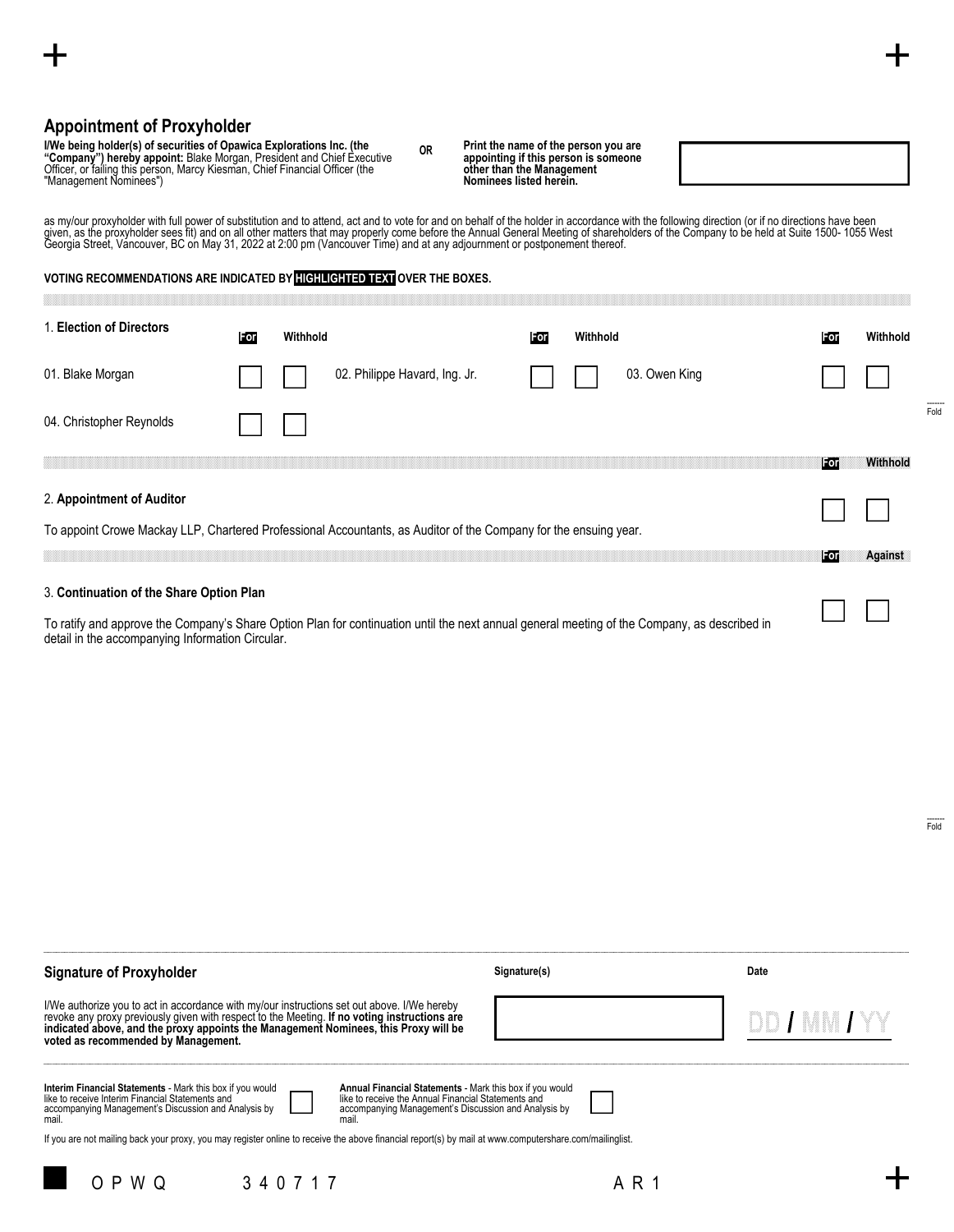## Appointment of Proxyholder

**I/We being holder(s) of securities of Opawica Explorations Inc. (the "Company") hereby appoint:** Blake Morgan, President and Chief Executive Officer, or failing this person, Marcy Kiesman, Chief Financial Officer (the "Management Nominees")

**OR**

**Print the name of the person you are appointing if this person is someone other than the Management Nominees listed herein.**

as my/our proxyholder with full power of substitution and to attend, act and to vote for and on behalf of the holder in accordance with the following direction (or if no directions have been given, as the proxyholder sees fit) and on all other matters that may properly come before the Annual General Meeting of shareholders of the Company to be held at Suite 1500- 1055 West Georgia Street, Vancouver, BC on May 31, 2022 at 2:00 pm (Vancouver Time) and at any adjournment or postponement thereof.

**VOTING RECOMMENDATIONS ARE INDICATED BY HIGHLIGHTED TEXT OVER THE BOXES.**

### 1. Election of Directors

| | For | Withhold | | For | Withhold | | For | Withhold |
|---|---|---|---|---|---|---|---|---|
| 01. Blake Morgan | ☐ | ☐ | 02. Philippe Havard, Ing. Jr. | ☐ | ☐ | 03. Owen King | ☐ | ☐ |
| 04. Christopher Reynolds | ☐ | ☐ | | | | | | |

### 2. Appointment of Auditor

| | For | Withhold |
|---|---|---|
| To appoint Crowe Mackay LLP, Chartered Professional Accountants, as Auditor of the Company for the ensuing year. | ☐ | ☐ |

### 3. Continuation of the Share Option Plan

| | For | Against |
|---|---|---|
| To ratify and approve the Company's Share Option Plan for continuation until the next annual general meeting of the Company, as described in detail in the accompanying Information Circular. | ☐ | ☐ |

## Signature of Proxyholder

I/We authorize you to act in accordance with my/our instructions set out above. I/We hereby revoke any proxy previously given with respect to the Meeting. **If no voting instructions are indicated above, and the proxy appoints the Management Nominees, this Proxy will be voted as recommended by Management.**

**Signature(s)**

**Date**

DD / MM / YY

**Interim Financial Statements** - Mark this box if you would like to receive Interim Financial Statements and accompanying Management's Discussion and Analysis by mail. ☐

**Annual Financial Statements** - Mark this box if you would like to receive the Annual Financial Statements and accompanying Management's Discussion and Analysis by mail. ☐

If you are not mailing back your proxy, you may register online to receive the above financial report(s) by mail at www.computershare.com/mailinglist.

O P W Q 3 4 0 7 1 7 A R 1